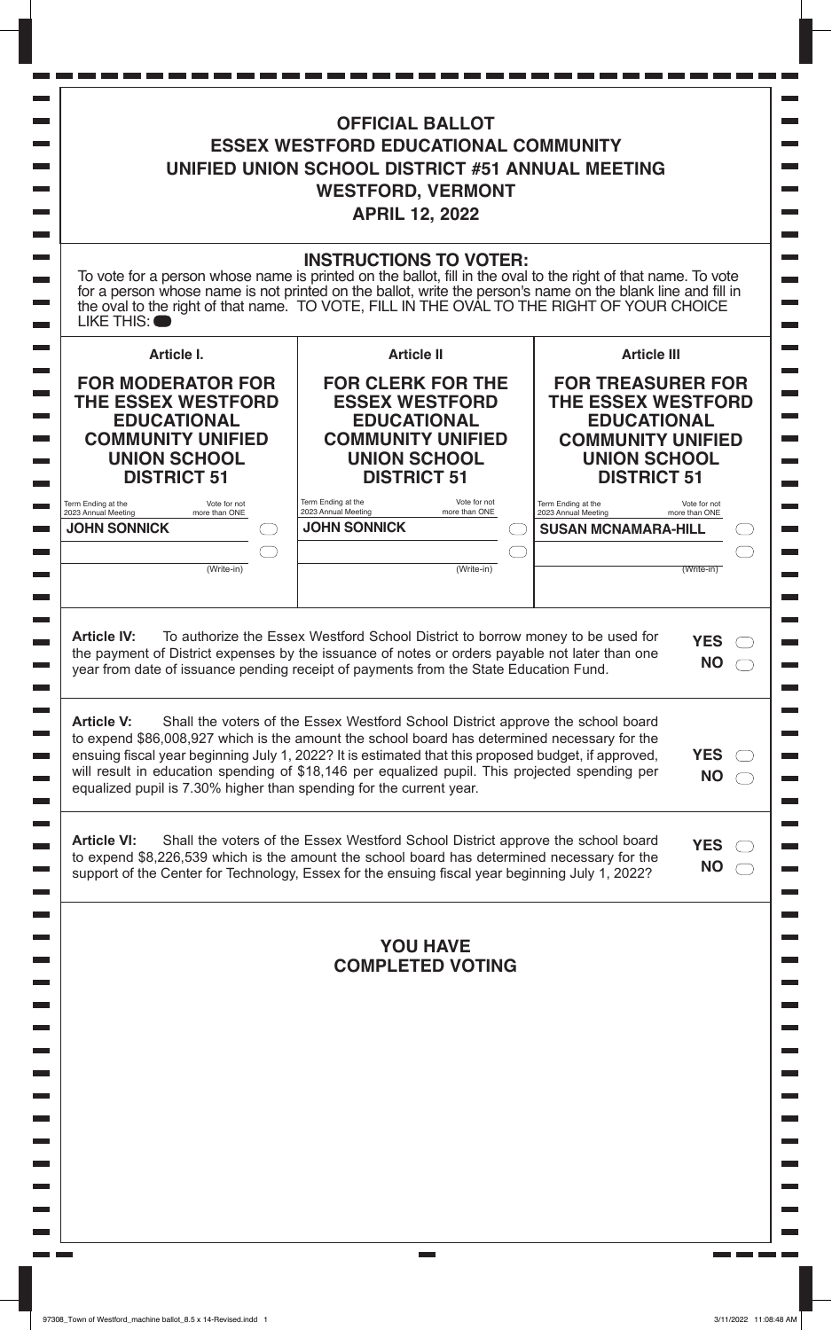# OFFICIAL BALLOT
# ESSEX WESTFORD EDUCATIONAL COMMUNITY
# UNIFIED UNION SCHOOL DISTRICT #51 ANNUAL MEETING
# WESTFORD, VERMONT
# APRIL 12, 2022

## INSTRUCTIONS TO VOTER:

To vote for a person whose name is printed on the ballot, fill in the oval to the right of that name. To vote for a person whose name is not printed on the ballot, write the person's name on the blank line and fill in the oval to the right of that name. TO VOTE, FILL IN THE OVAL TO THE RIGHT OF YOUR CHOICE LIKE THIS: ⬬

### Article I.

**FOR MODERATOR FOR THE ESSEX WESTFORD EDUCATIONAL COMMUNITY UNIFIED UNION SCHOOL DISTRICT 51**

Term Ending at the 2023 Annual Meeting — Vote for not more than ONE

- **JOHN SONNICK** ⬭
- ______________ (Write-in) ⬭

### Article II

**FOR CLERK FOR THE ESSEX WESTFORD EDUCATIONAL COMMUNITY UNIFIED UNION SCHOOL DISTRICT 51**

Term Ending at the 2023 Annual Meeting — Vote for not more than ONE

- **JOHN SONNICK** ⬭
- ______________ (Write-in) ⬭

### Article III

**FOR TREASURER FOR THE ESSEX WESTFORD EDUCATIONAL COMMUNITY UNIFIED UNION SCHOOL DISTRICT 51**

Term Ending at the 2023 Annual Meeting — Vote for not more than ONE

- **SUSAN MCNAMARA-HILL** ⬭
- ______________ (Write-in) ⬭

**Article IV:** To authorize the Essex Westford School District to borrow money to be used for the payment of District expenses by the issuance of notes or orders payable not later than one year from date of issuance pending receipt of payments from the State Education Fund.

**YES** ⬭
**NO** ⬭

**Article V:** Shall the voters of the Essex Westford School District approve the school board to expend $86,008,927 which is the amount the school board has determined necessary for the ensuing fiscal year beginning July 1, 2022? It is estimated that this proposed budget, if approved, will result in education spending of $18,146 per equalized pupil. This projected spending per equalized pupil is 7.30% higher than spending for the current year.

**YES** ⬭
**NO** ⬭

**Article VI:** Shall the voters of the Essex Westford School District approve the school board to expend $8,226,539 which is the amount the school board has determined necessary for the support of the Center for Technology, Essex for the ensuing fiscal year beginning July 1, 2022?

**YES** ⬭
**NO** ⬭

## YOU HAVE COMPLETED VOTING